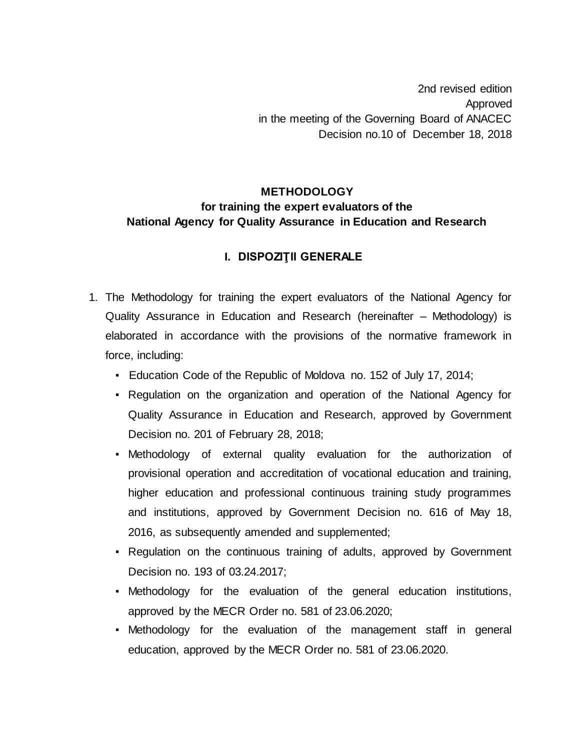2nd revised edition
Approved
in the meeting of the Governing Board of ANACEC
Decision no.10 of December 18, 2018

# METHODOLOGY
## for training the expert evaluators of the National Agency for Quality Assurance in Education and Research

## I. DISPOZIŢII GENERALE

1. The Methodology for training the expert evaluators of the National Agency for Quality Assurance in Education and Research (hereinafter – Methodology) is elaborated in accordance with the provisions of the normative framework in force, including:
   - Education Code of the Republic of Moldova no. 152 of July 17, 2014;
   - Regulation on the organization and operation of the National Agency for Quality Assurance in Education and Research, approved by Government Decision no. 201 of February 28, 2018;
   - Methodology of external quality evaluation for the authorization of provisional operation and accreditation of vocational education and training, higher education and professional continuous training study programmes and institutions, approved by Government Decision no. 616 of May 18, 2016, as subsequently amended and supplemented;
   - Regulation on the continuous training of adults, approved by Government Decision no. 193 of 03.24.2017;
   - Methodology for the evaluation of the general education institutions, approved by the MECR Order no. 581 of 23.06.2020;
   - Methodology for the evaluation of the management staff in general education, approved by the MECR Order no. 581 of 23.06.2020.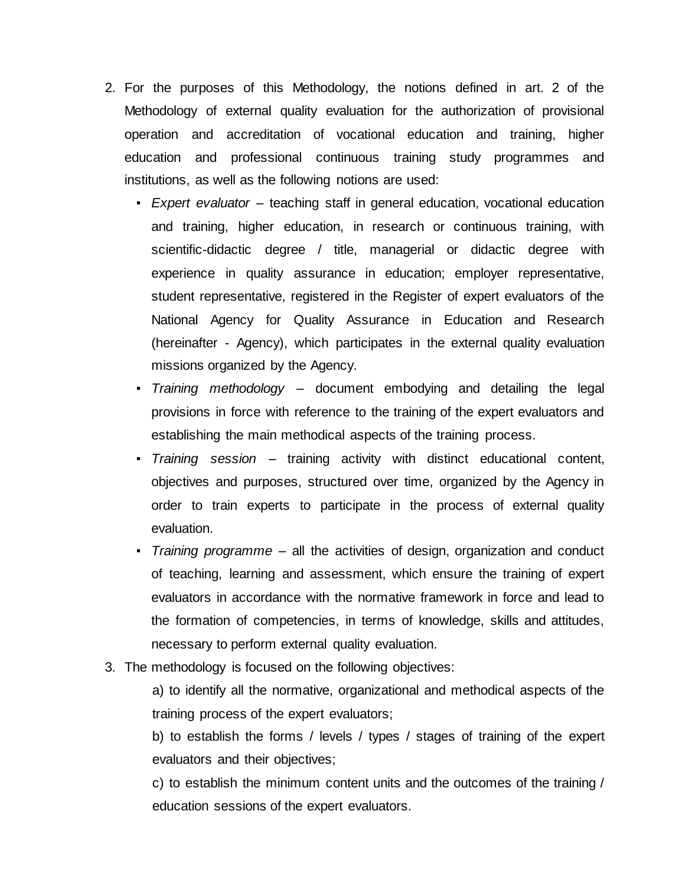2. For the purposes of this Methodology, the notions defined in art. 2 of the Methodology of external quality evaluation for the authorization of provisional operation and accreditation of vocational education and training, higher education and professional continuous training study programmes and institutions, as well as the following notions are used:
   - *Expert evaluator* – teaching staff in general education, vocational education and training, higher education, in research or continuous training, with scientific-didactic degree / title, managerial or didactic degree with experience in quality assurance in education; employer representative, student representative, registered in the Register of expert evaluators of the National Agency for Quality Assurance in Education and Research (hereinafter - Agency), which participates in the external quality evaluation missions organized by the Agency.
   - *Training methodology* – document embodying and detailing the legal provisions in force with reference to the training of the expert evaluators and establishing the main methodical aspects of the training process.
   - *Training session* – training activity with distinct educational content, objectives and purposes, structured over time, organized by the Agency in order to train experts to participate in the process of external quality evaluation.
   - *Training programme* – all the activities of design, organization and conduct of teaching, learning and assessment, which ensure the training of expert evaluators in accordance with the normative framework in force and lead to the formation of competencies, in terms of knowledge, skills and attitudes, necessary to perform external quality evaluation.
3. The methodology is focused on the following objectives:

   a) to identify all the normative, organizational and methodical aspects of the training process of the expert evaluators;

   b) to establish the forms / levels / types / stages of training of the expert evaluators and their objectives;

   c) to establish the minimum content units and the outcomes of the training / education sessions of the expert evaluators.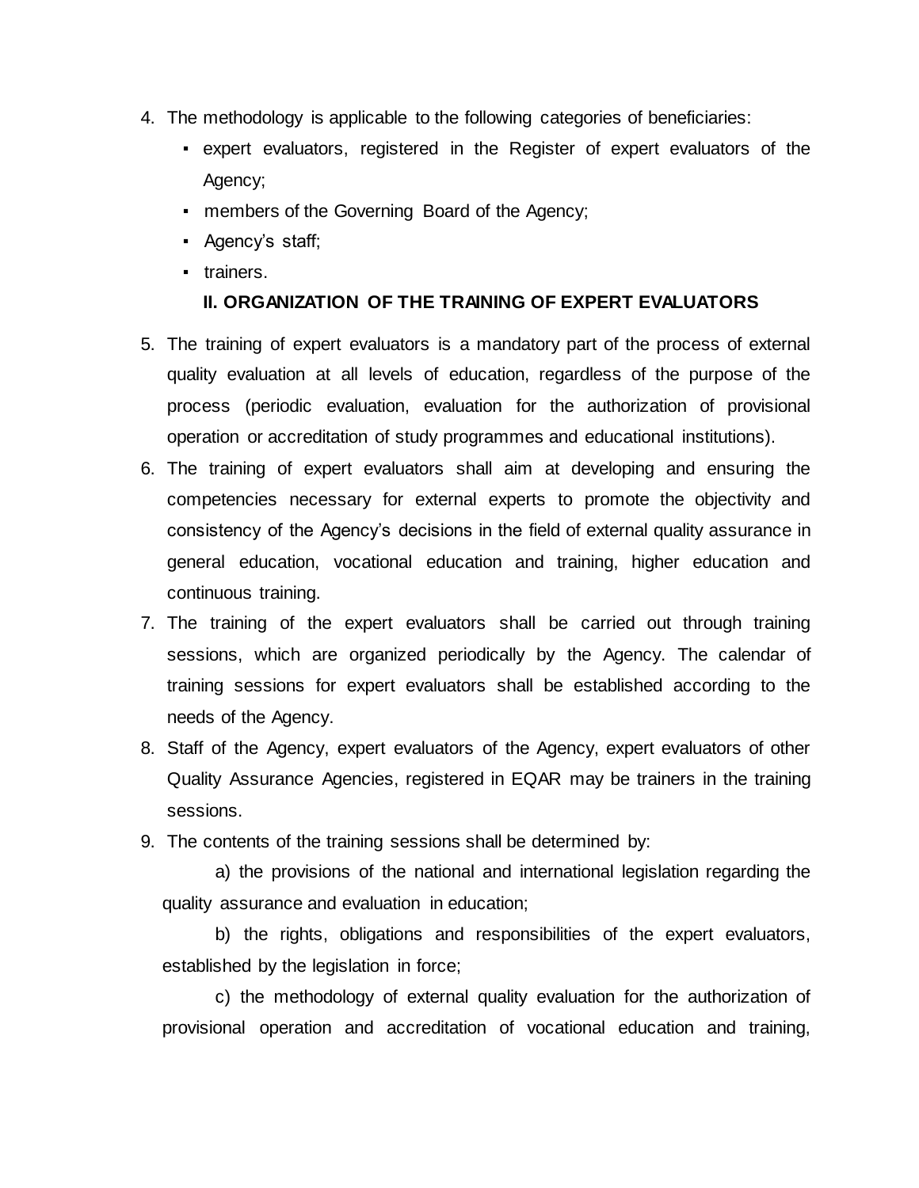4. The methodology is applicable to the following categories of beneficiaries:
   - expert evaluators, registered in the Register of expert evaluators of the Agency;
   - members of the Governing Board of the Agency;
   - Agency's staff;
   - trainers.

## II. ORGANIZATION OF THE TRAINING OF EXPERT EVALUATORS

5. The training of expert evaluators is a mandatory part of the process of external quality evaluation at all levels of education, regardless of the purpose of the process (periodic evaluation, evaluation for the authorization of provisional operation or accreditation of study programmes and educational institutions).
6. The training of expert evaluators shall aim at developing and ensuring the competencies necessary for external experts to promote the objectivity and consistency of the Agency's decisions in the field of external quality assurance in general education, vocational education and training, higher education and continuous training.
7. The training of the expert evaluators shall be carried out through training sessions, which are organized periodically by the Agency. The calendar of training sessions for expert evaluators shall be established according to the needs of the Agency.
8. Staff of the Agency, expert evaluators of the Agency, expert evaluators of other Quality Assurance Agencies, registered in EQAR may be trainers in the training sessions.
9. The contents of the training sessions shall be determined by:

   a) the provisions of the national and international legislation regarding the quality assurance and evaluation in education;

   b) the rights, obligations and responsibilities of the expert evaluators, established by the legislation in force;

   c) the methodology of external quality evaluation for the authorization of provisional operation and accreditation of vocational education and training,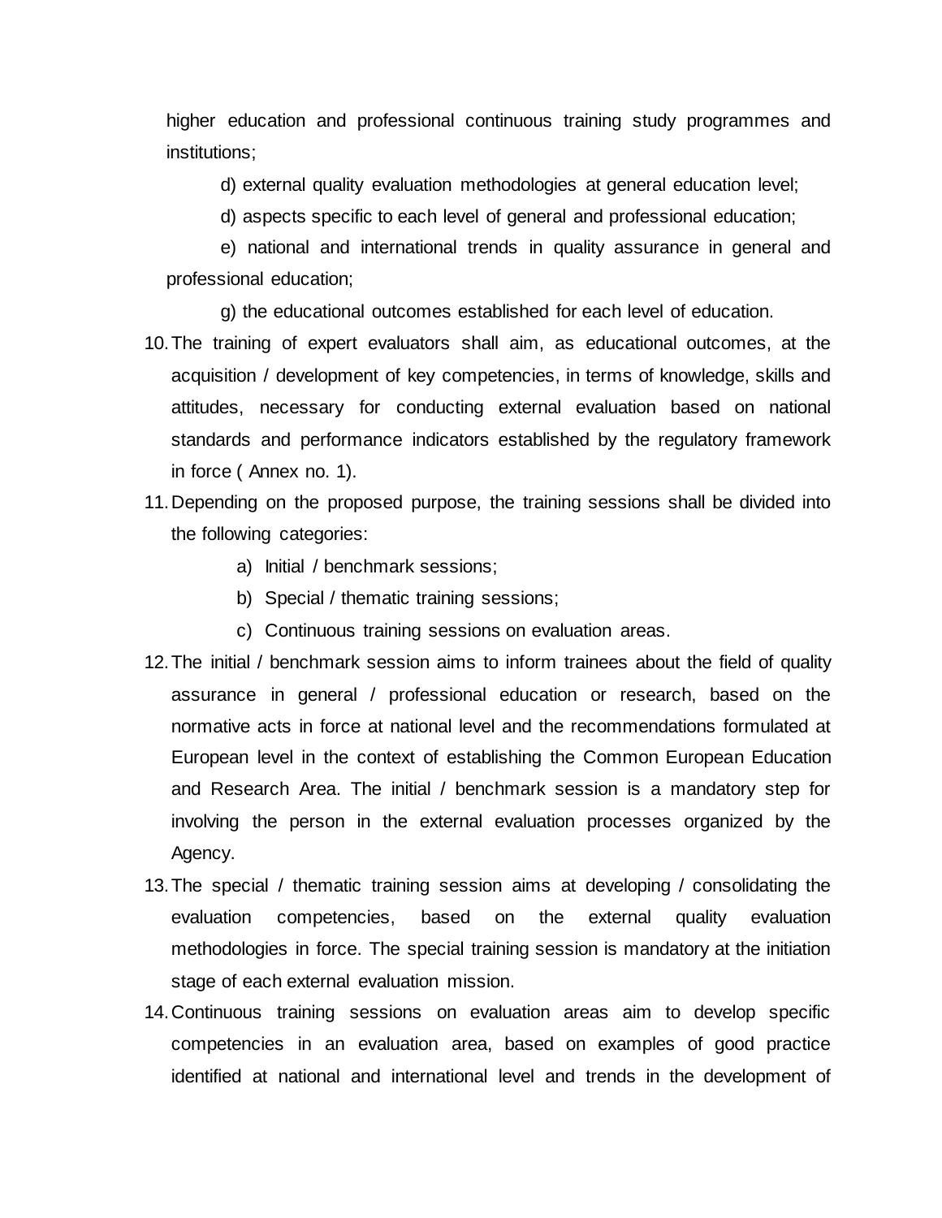higher education and professional continuous training study programmes and institutions;

d) external quality evaluation methodologies at general education level;

d) aspects specific to each level of general and professional education;

e) national and international trends in quality assurance in general and professional education;

g) the educational outcomes established for each level of education.

10. The training of expert evaluators shall aim, as educational outcomes, at the acquisition / development of key competencies, in terms of knowledge, skills and attitudes, necessary for conducting external evaluation based on national standards and performance indicators established by the regulatory framework in force ( Annex no. 1).
11. Depending on the proposed purpose, the training sessions shall be divided into the following categories:
    a) Initial / benchmark sessions;
    b) Special / thematic training sessions;
    c) Continuous training sessions on evaluation areas.
12. The initial / benchmark session aims to inform trainees about the field of quality assurance in general / professional education or research, based on the normative acts in force at national level and the recommendations formulated at European level in the context of establishing the Common European Education and Research Area. The initial / benchmark session is a mandatory step for involving the person in the external evaluation processes organized by the Agency.
13. The special / thematic training session aims at developing / consolidating the evaluation competencies, based on the external quality evaluation methodologies in force. The special training session is mandatory at the initiation stage of each external evaluation mission.
14. Continuous training sessions on evaluation areas aim to develop specific competencies in an evaluation area, based on examples of good practice identified at national and international level and trends in the development of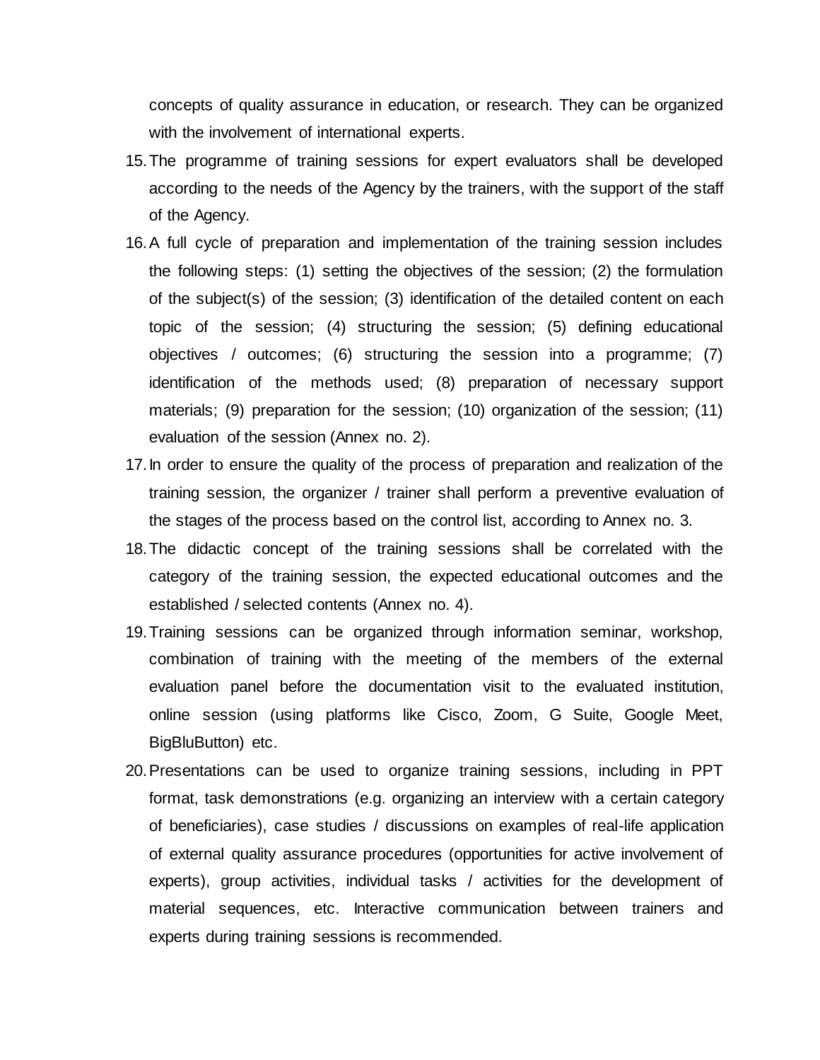concepts of quality assurance in education, or research. They can be organized with the involvement of international experts.

15. The programme of training sessions for expert evaluators shall be developed according to the needs of the Agency by the trainers, with the support of the staff of the Agency.
16. A full cycle of preparation and implementation of the training session includes the following steps: (1) setting the objectives of the session; (2) the formulation of the subject(s) of the session; (3) identification of the detailed content on each topic of the session; (4) structuring the session; (5) defining educational objectives / outcomes; (6) structuring the session into a programme; (7) identification of the methods used; (8) preparation of necessary support materials; (9) preparation for the session; (10) organization of the session; (11) evaluation of the session (Annex no. 2).
17. In order to ensure the quality of the process of preparation and realization of the training session, the organizer / trainer shall perform a preventive evaluation of the stages of the process based on the control list, according to Annex no. 3.
18. The didactic concept of the training sessions shall be correlated with the category of the training session, the expected educational outcomes and the established / selected contents (Annex no. 4).
19. Training sessions can be organized through information seminar, workshop, combination of training with the meeting of the members of the external evaluation panel before the documentation visit to the evaluated institution, online session (using platforms like Cisco, Zoom, G Suite, Google Meet, BigBluButton) etc.
20. Presentations can be used to organize training sessions, including in PPT format, task demonstrations (e.g. organizing an interview with a certain category of beneficiaries), case studies / discussions on examples of real-life application of external quality assurance procedures (opportunities for active involvement of experts), group activities, individual tasks / activities for the development of material sequences, etc. Interactive communication between trainers and experts during training sessions is recommended.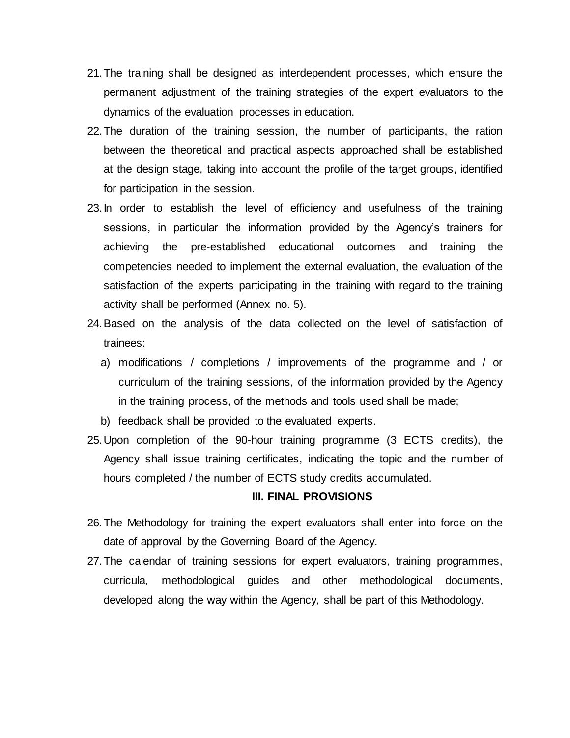21. The training shall be designed as interdependent processes, which ensure the permanent adjustment of the training strategies of the expert evaluators to the dynamics of the evaluation processes in education.
22. The duration of the training session, the number of participants, the ration between the theoretical and practical aspects approached shall be established at the design stage, taking into account the profile of the target groups, identified for participation in the session.
23. In order to establish the level of efficiency and usefulness of the training sessions, in particular the information provided by the Agency's trainers for achieving the pre-established educational outcomes and training the competencies needed to implement the external evaluation, the evaluation of the satisfaction of the experts participating in the training with regard to the training activity shall be performed (Annex no. 5).
24. Based on the analysis of the data collected on the level of satisfaction of trainees:
    a) modifications / completions / improvements of the programme and / or curriculum of the training sessions, of the information provided by the Agency in the training process, of the methods and tools used shall be made;
    b) feedback shall be provided to the evaluated experts.
25. Upon completion of the 90-hour training programme (3 ECTS credits), the Agency shall issue training certificates, indicating the topic and the number of hours completed / the number of ECTS study credits accumulated.

## III. FINAL PROVISIONS

26. The Methodology for training the expert evaluators shall enter into force on the date of approval by the Governing Board of the Agency.
27. The calendar of training sessions for expert evaluators, training programmes, curricula, methodological guides and other methodological documents, developed along the way within the Agency, shall be part of this Methodology.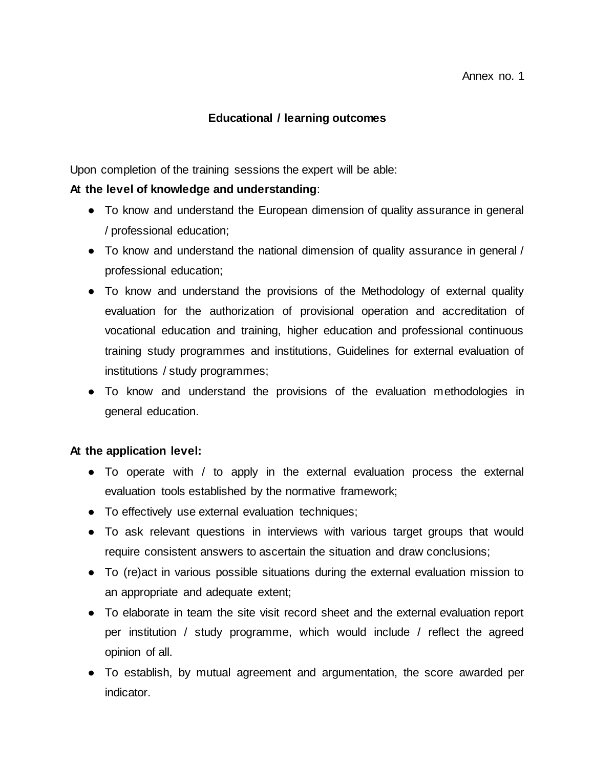Annex no. 1

## Educational / learning outcomes

Upon completion of the training sessions the expert will be able:

**At the level of knowledge and understanding**:

- To know and understand the European dimension of quality assurance in general / professional education;
- To know and understand the national dimension of quality assurance in general / professional education;
- To know and understand the provisions of the Methodology of external quality evaluation for the authorization of provisional operation and accreditation of vocational education and training, higher education and professional continuous training study programmes and institutions, Guidelines for external evaluation of institutions / study programmes;
- To know and understand the provisions of the evaluation methodologies in general education.

**At the application level:**

- To operate with / to apply in the external evaluation process the external evaluation tools established by the normative framework;
- To effectively use external evaluation techniques;
- To ask relevant questions in interviews with various target groups that would require consistent answers to ascertain the situation and draw conclusions;
- To (re)act in various possible situations during the external evaluation mission to an appropriate and adequate extent;
- To elaborate in team the site visit record sheet and the external evaluation report per institution / study programme, which would include / reflect the agreed opinion of all.
- To establish, by mutual agreement and argumentation, the score awarded per indicator.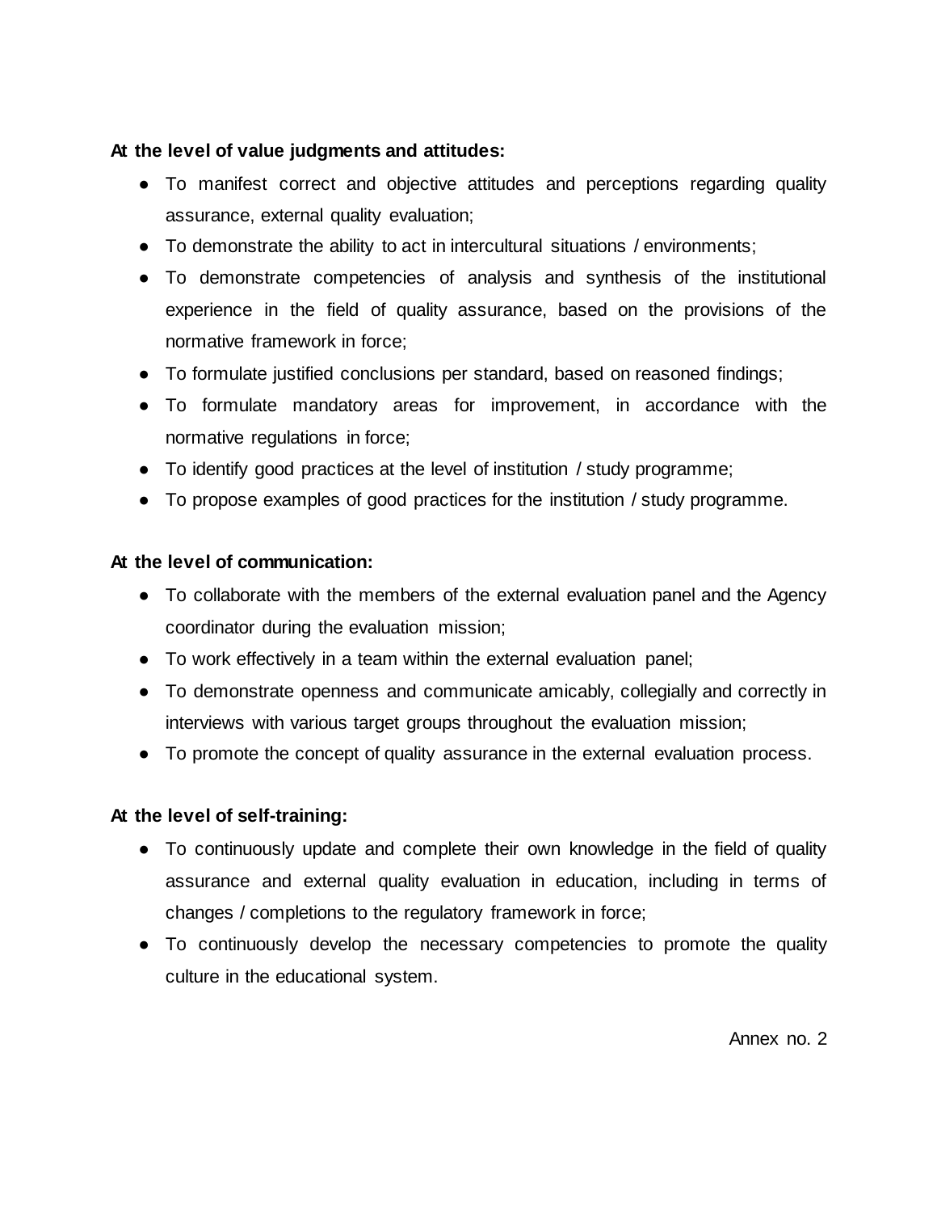**At the level of value judgments and attitudes:**

- To manifest correct and objective attitudes and perceptions regarding quality assurance, external quality evaluation;
- To demonstrate the ability to act in intercultural situations / environments;
- To demonstrate competencies of analysis and synthesis of the institutional experience in the field of quality assurance, based on the provisions of the normative framework in force;
- To formulate justified conclusions per standard, based on reasoned findings;
- To formulate mandatory areas for improvement, in accordance with the normative regulations in force;
- To identify good practices at the level of institution / study programme;
- To propose examples of good practices for the institution / study programme.

**At the level of communication:**

- To collaborate with the members of the external evaluation panel and the Agency coordinator during the evaluation mission;
- To work effectively in a team within the external evaluation panel;
- To demonstrate openness and communicate amicably, collegially and correctly in interviews with various target groups throughout the evaluation mission;
- To promote the concept of quality assurance in the external evaluation process.

**At the level of self-training:**

- To continuously update and complete their own knowledge in the field of quality assurance and external quality evaluation in education, including in terms of changes / completions to the regulatory framework in force;
- To continuously develop the necessary competencies to promote the quality culture in the educational system.

Annex no. 2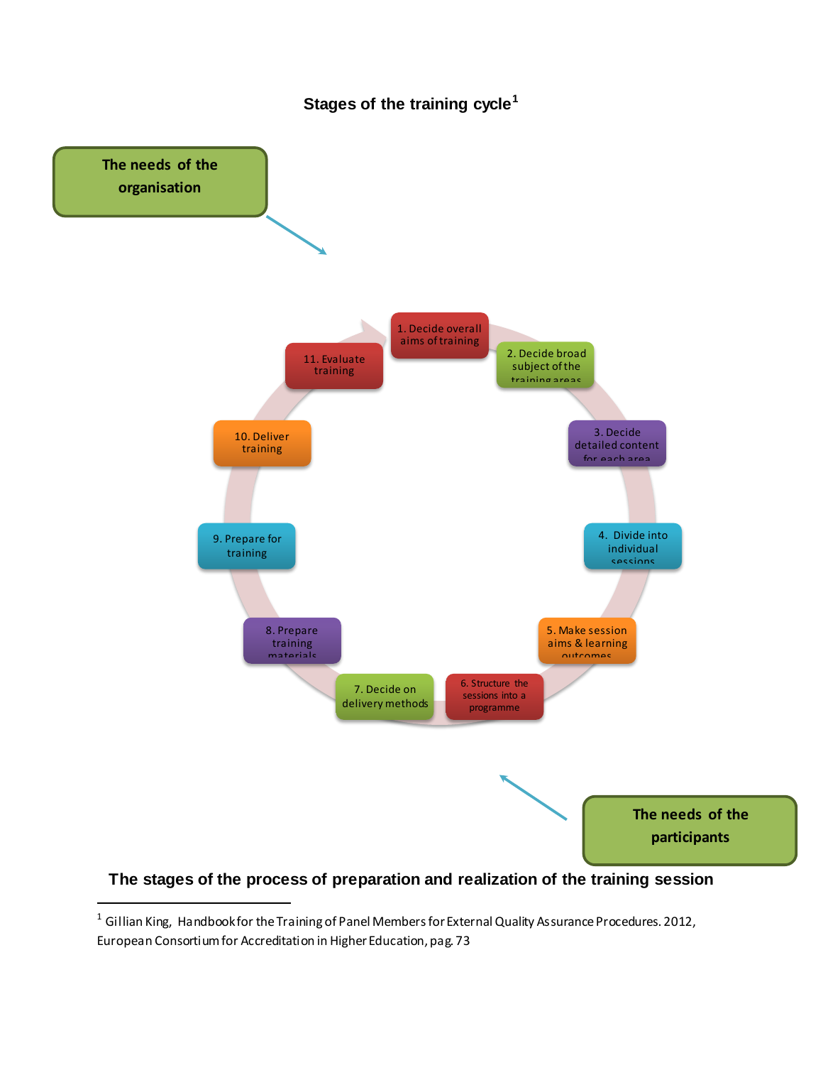### Stages of the training cycle[1]

The needs of the organisation

1. Decide overall aims of training
2. Decide broad subject of the training areas
3. Decide detailed content for each area
4. Divide into individual sessions
5. Make session aims & learning outcomes
6. Structure the sessions into a programme
7. Decide on delivery methods
8. Prepare training materials
9. Prepare for training
10. Deliver training
11. Evaluate training

The needs of the participants

**The stages of the process of preparation and realization of the training session**

---

[1] Gillian King, Handbook for the Training of Panel Members for External Quality Assurance Procedures. 2012, European Consortium for Accreditation in Higher Education, pag. 73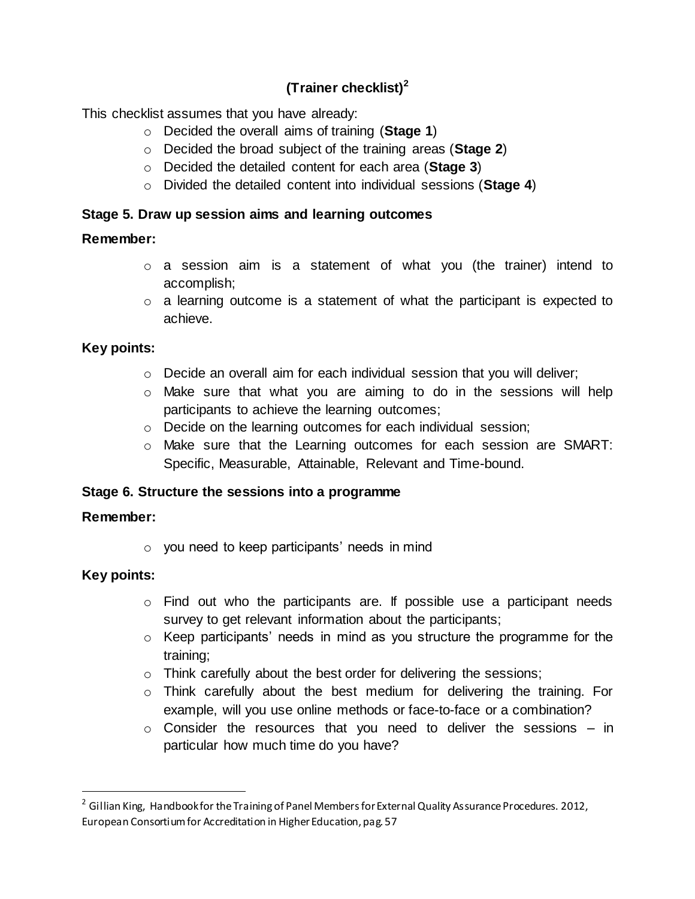## (Trainer checklist)[2]

This checklist assumes that you have already:

- Decided the overall aims of training (**Stage 1**)
- Decided the broad subject of the training areas (**Stage 2**)
- Decided the detailed content for each area (**Stage 3**)
- Divided the detailed content into individual sessions (**Stage 4**)

### Stage 5. Draw up session aims and learning outcomes

**Remember:**

- a session aim is a statement of what you (the trainer) intend to accomplish;
- a learning outcome is a statement of what the participant is expected to achieve.

**Key points:**

- Decide an overall aim for each individual session that you will deliver;
- Make sure that what you are aiming to do in the sessions will help participants to achieve the learning outcomes;
- Decide on the learning outcomes for each individual session;
- Make sure that the Learning outcomes for each session are SMART: Specific, Measurable, Attainable, Relevant and Time-bound.

### Stage 6. Structure the sessions into a programme

**Remember:**

- you need to keep participants' needs in mind

**Key points:**

- Find out who the participants are. If possible use a participant needs survey to get relevant information about the participants;
- Keep participants' needs in mind as you structure the programme for the training;
- Think carefully about the best order for delivering the sessions;
- Think carefully about the best medium for delivering the training. For example, will you use online methods or face-to-face or a combination?
- Consider the resources that you need to deliver the sessions – in particular how much time do you have?

---

[2] Gillian King, Handbook for the Training of Panel Members for External Quality Assurance Procedures. 2012, European Consortium for Accreditation in Higher Education, pag. 57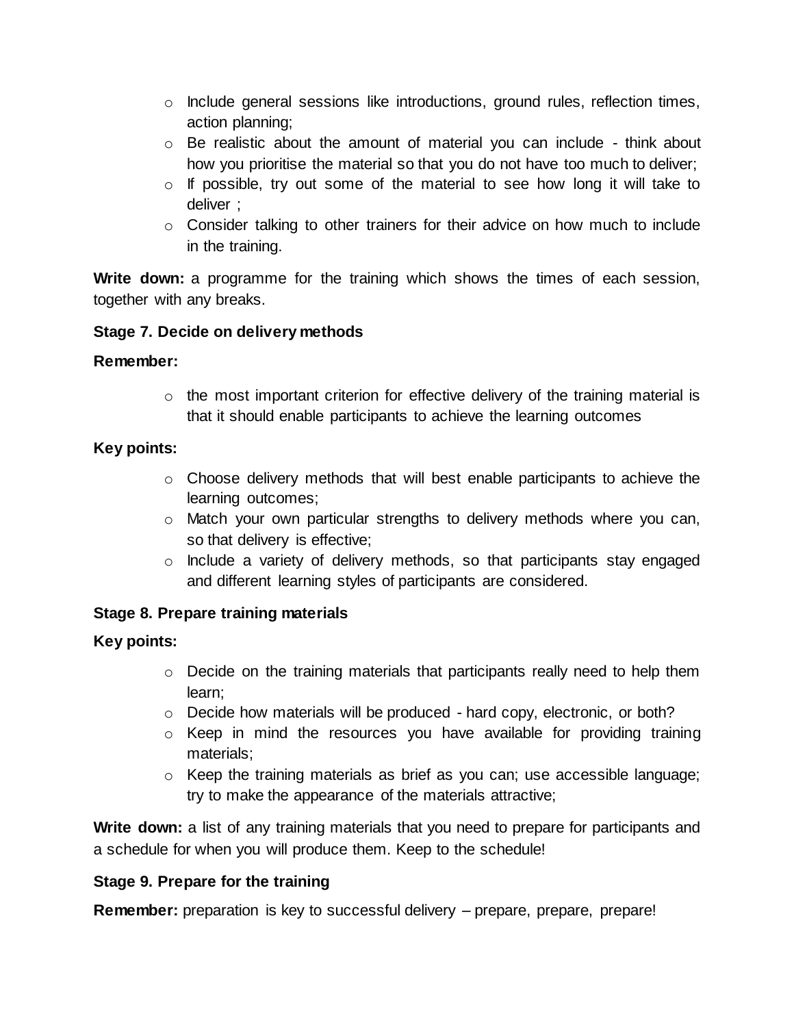- Include general sessions like introductions, ground rules, reflection times, action planning;
- Be realistic about the amount of material you can include - think about how you prioritise the material so that you do not have too much to deliver;
- If possible, try out some of the material to see how long it will take to deliver ;
- Consider talking to other trainers for their advice on how much to include in the training.

**Write down:** a programme for the training which shows the times of each session, together with any breaks.

**Stage 7. Decide on delivery methods**

**Remember:**

- the most important criterion for effective delivery of the training material is that it should enable participants to achieve the learning outcomes

**Key points:**

- Choose delivery methods that will best enable participants to achieve the learning outcomes;
- Match your own particular strengths to delivery methods where you can, so that delivery is effective;
- Include a variety of delivery methods, so that participants stay engaged and different learning styles of participants are considered.

**Stage 8. Prepare training materials**

**Key points:**

- Decide on the training materials that participants really need to help them learn;
- Decide how materials will be produced - hard copy, electronic, or both?
- Keep in mind the resources you have available for providing training materials;
- Keep the training materials as brief as you can; use accessible language; try to make the appearance of the materials attractive;

**Write down:** a list of any training materials that you need to prepare for participants and a schedule for when you will produce them. Keep to the schedule!

**Stage 9. Prepare for the training**

**Remember:** preparation is key to successful delivery – prepare, prepare, prepare!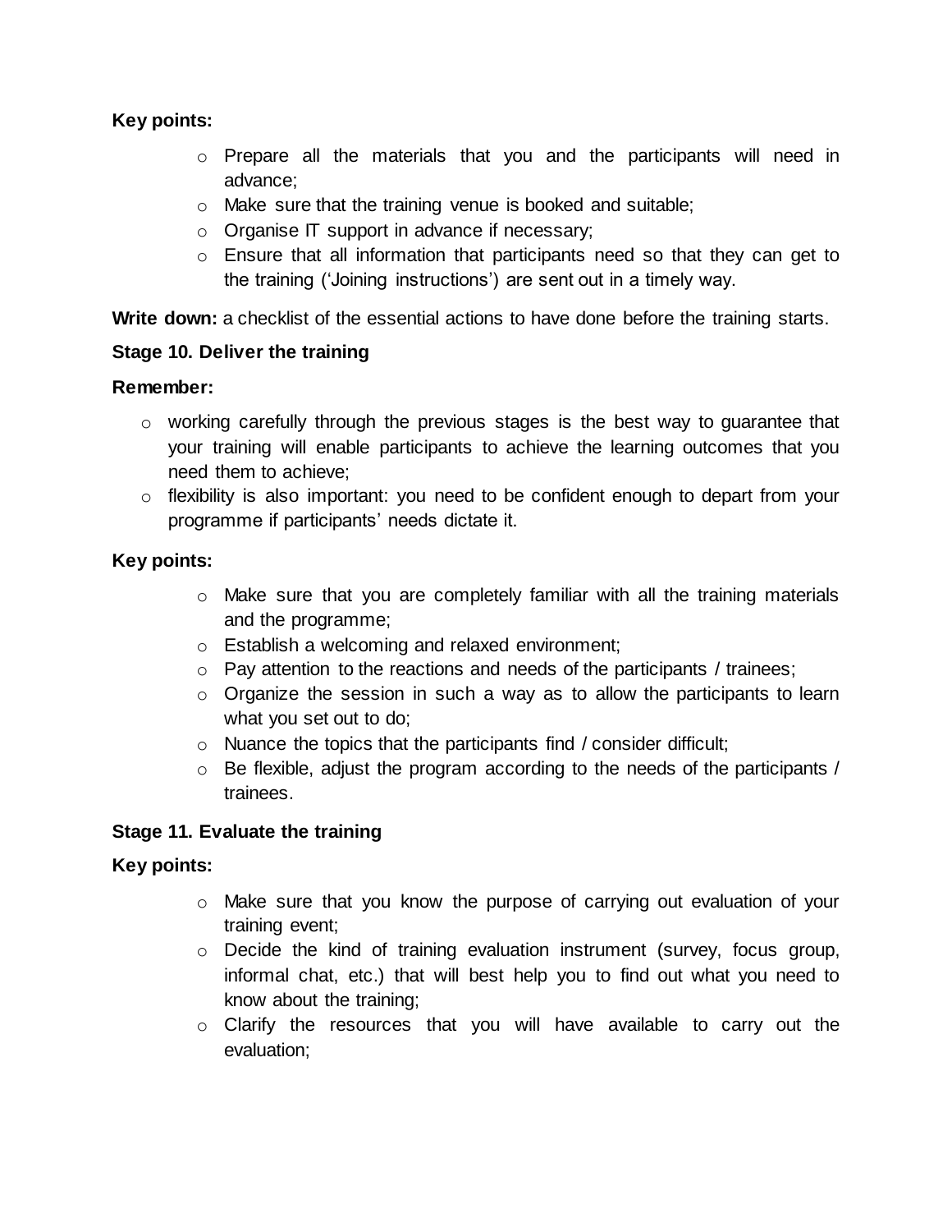**Key points:**

- Prepare all the materials that you and the participants will need in advance;
- Make sure that the training venue is booked and suitable;
- Organise IT support in advance if necessary;
- Ensure that all information that participants need so that they can get to the training ('Joining instructions') are sent out in a timely way.

**Write down:** a checklist of the essential actions to have done before the training starts.

### Stage 10. Deliver the training

**Remember:**

- working carefully through the previous stages is the best way to guarantee that your training will enable participants to achieve the learning outcomes that you need them to achieve;
- flexibility is also important: you need to be confident enough to depart from your programme if participants' needs dictate it.

**Key points:**

- Make sure that you are completely familiar with all the training materials and the programme;
- Establish a welcoming and relaxed environment;
- Pay attention to the reactions and needs of the participants / trainees;
- Organize the session in such a way as to allow the participants to learn what you set out to do;
- Nuance the topics that the participants find / consider difficult;
- Be flexible, adjust the program according to the needs of the participants / trainees.

### Stage 11. Evaluate the training

**Key points:**

- Make sure that you know the purpose of carrying out evaluation of your training event;
- Decide the kind of training evaluation instrument (survey, focus group, informal chat, etc.) that will best help you to find out what you need to know about the training;
- Clarify the resources that you will have available to carry out the evaluation;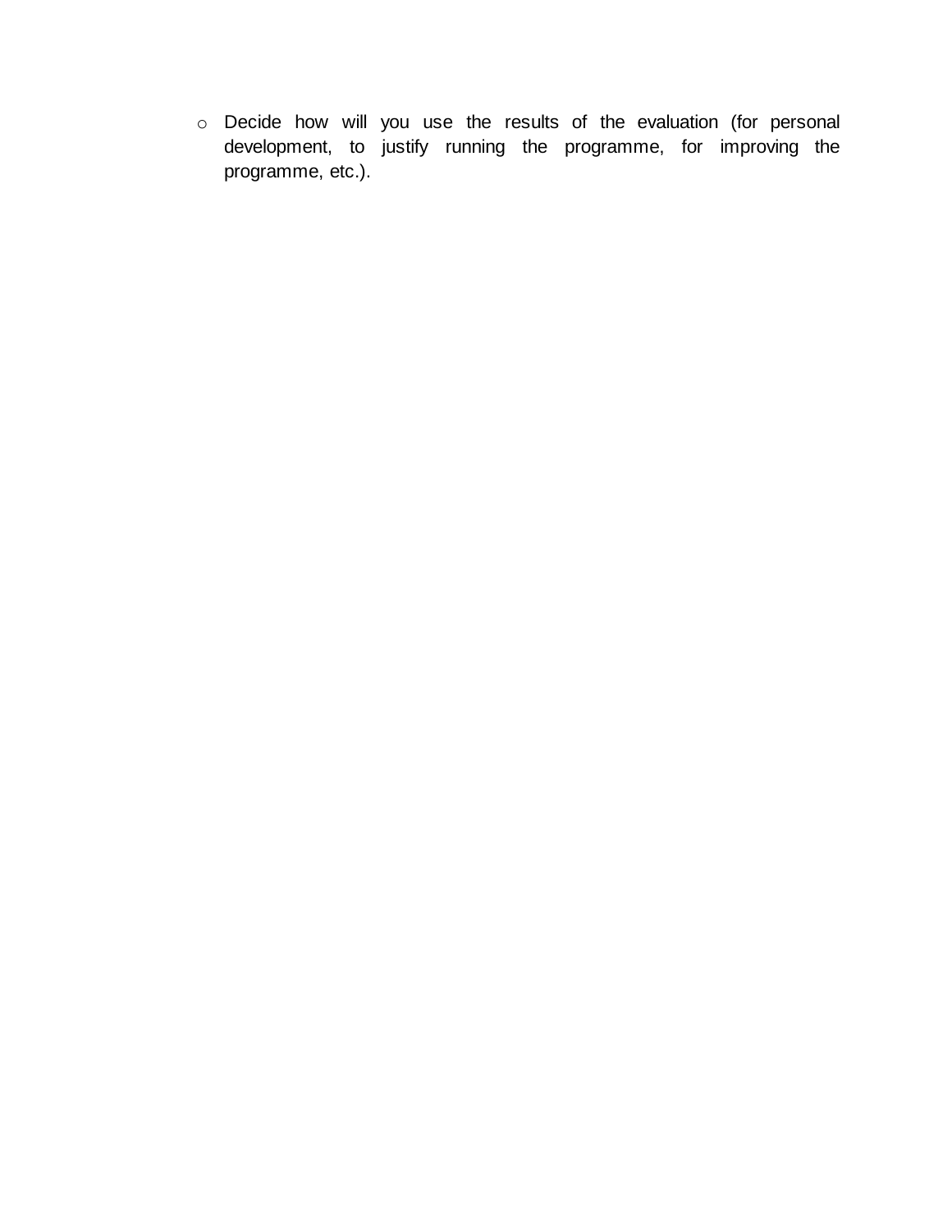- Decide how will you use the results of the evaluation (for personal development, to justify running the programme, for improving the programme, etc.).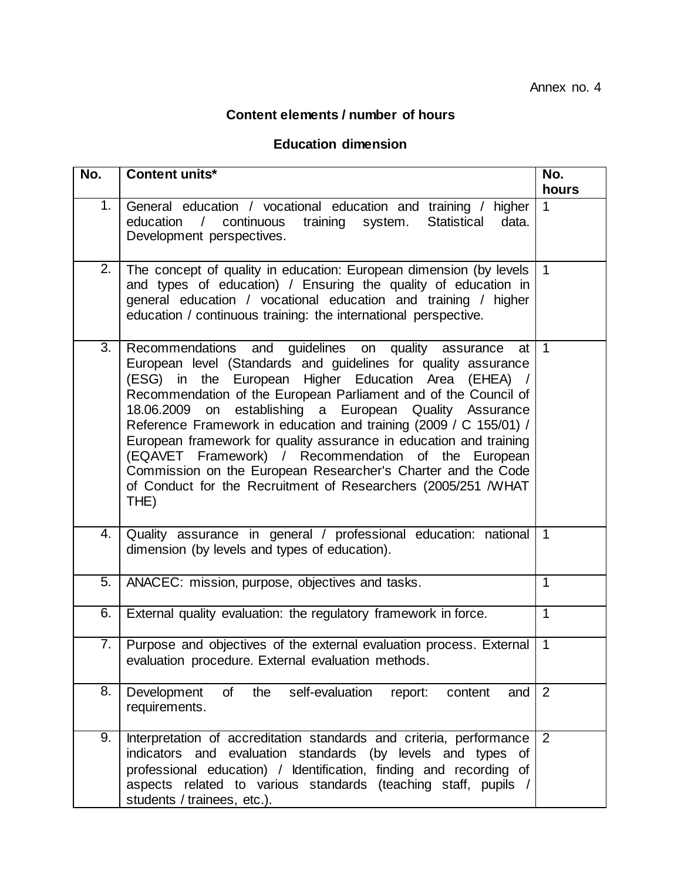Annex no. 4

**Content elements / number of hours**

**Education dimension**

| No. | Content units* | No. hours |
|---|---|---|
| 1. | General education / vocational education and training / higher education / continuous training system. Statistical data. Development perspectives. | 1 |
| 2. | The concept of quality in education: European dimension (by levels and types of education) / Ensuring the quality of education in general education / vocational education and training / higher education / continuous training: the international perspective. | 1 |
| 3. | Recommendations and guidelines on quality assurance at European level (Standards and guidelines for quality assurance (ESG) in the European Higher Education Area (EHEA) / Recommendation of the European Parliament and of the Council of 18.06.2009 on establishing a European Quality Assurance Reference Framework in education and training (2009 / C 155/01) / European framework for quality assurance in education and training (EQAVET Framework) / Recommendation of the European Commission on the European Researcher's Charter and the Code of Conduct for the Recruitment of Researchers (2005/251 /WHAT THE) | 1 |
| 4. | Quality assurance in general / professional education: national dimension (by levels and types of education). | 1 |
| 5. | ANACEC: mission, purpose, objectives and tasks. | 1 |
| 6. | External quality evaluation: the regulatory framework in force. | 1 |
| 7. | Purpose and objectives of the external evaluation process. External evaluation procedure. External evaluation methods. | 1 |
| 8. | Development of the self-evaluation report: content and requirements. | 2 |
| 9. | Interpretation of accreditation standards and criteria, performance indicators and evaluation standards (by levels and types of professional education) / Identification, finding and recording of aspects related to various standards (teaching staff, pupils / students / trainees, etc.). | 2 |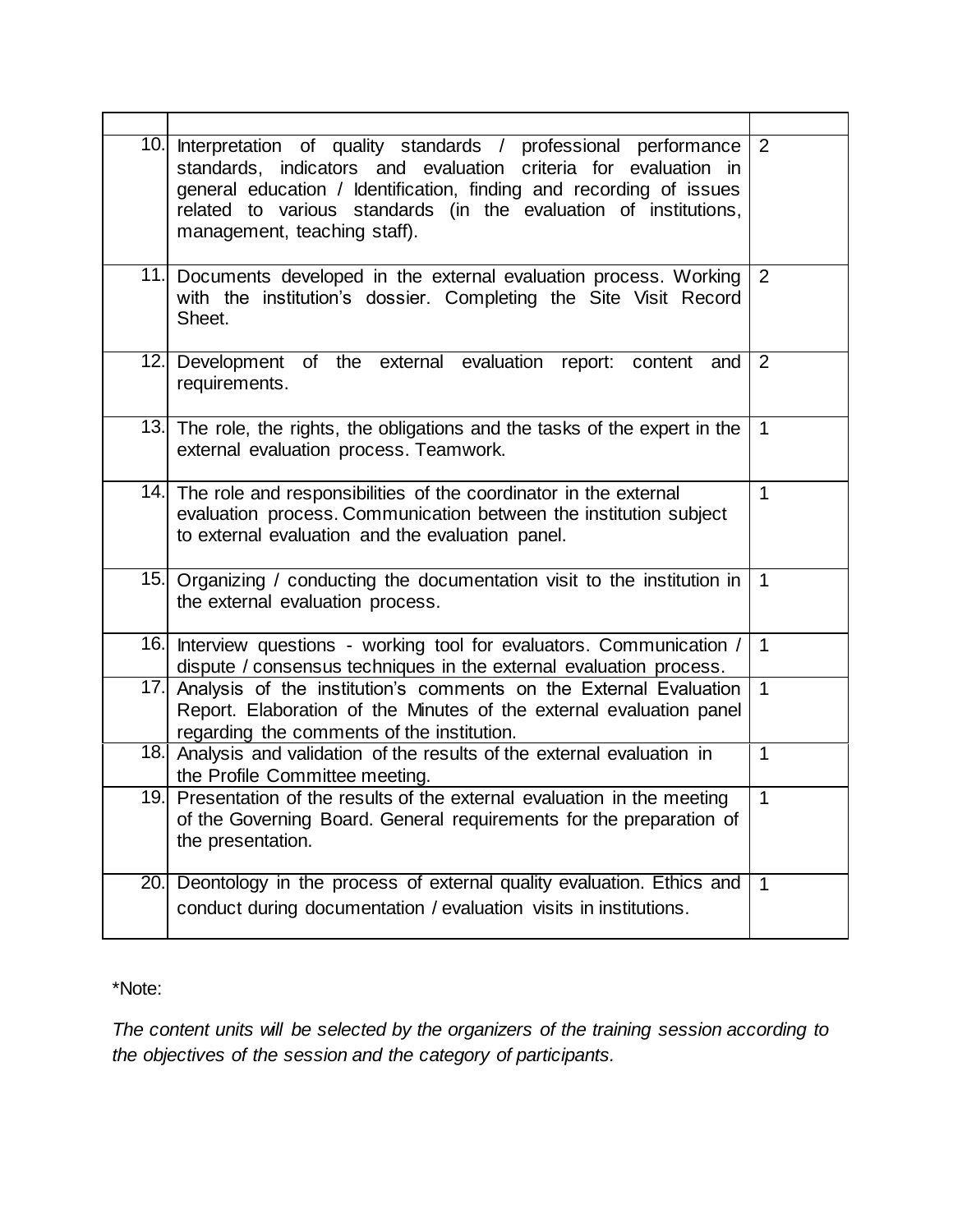| | | |
|---|---|---|
| 10. | Interpretation of quality standards / professional performance standards, indicators and evaluation criteria for evaluation in general education / Identification, finding and recording of issues related to various standards (in the evaluation of institutions, management, teaching staff). | 2 |
| 11. | Documents developed in the external evaluation process. Working with the institution's dossier. Completing the Site Visit Record Sheet. | 2 |
| 12. | Development of the external evaluation report: content and requirements. | 2 |
| 13. | The role, the rights, the obligations and the tasks of the expert in the external evaluation process. Teamwork. | 1 |
| 14. | The role and responsibilities of the coordinator in the external evaluation process. Communication between the institution subject to external evaluation and the evaluation panel. | 1 |
| 15. | Organizing / conducting the documentation visit to the institution in the external evaluation process. | 1 |
| 16. | Interview questions - working tool for evaluators. Communication / dispute / consensus techniques in the external evaluation process. | 1 |
| 17. | Analysis of the institution's comments on the External Evaluation Report. Elaboration of the Minutes of the external evaluation panel regarding the comments of the institution. | 1 |
| 18. | Analysis and validation of the results of the external evaluation in the Profile Committee meeting. | 1 |
| 19. | Presentation of the results of the external evaluation in the meeting of the Governing Board. General requirements for the preparation of the presentation. | 1 |
| 20. | Deontology in the process of external quality evaluation. Ethics and conduct during documentation / evaluation visits in institutions. | 1 |

*Note:

*The content units will be selected by the organizers of the training session according to the objectives of the session and the category of participants.*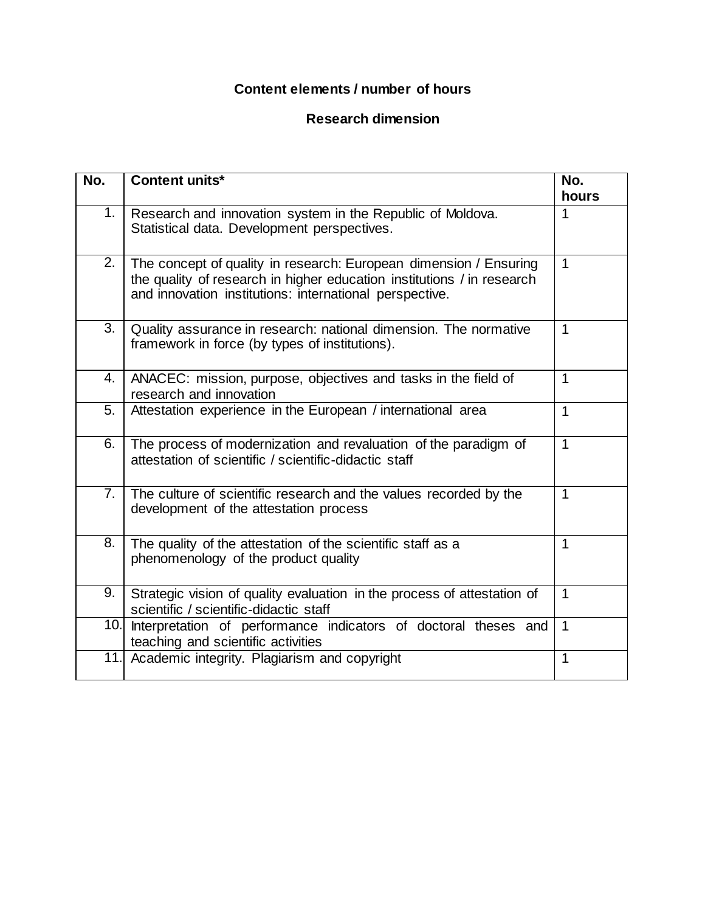**Content elements / number of hours**

**Research dimension**

| No. | Content units* | No. hours |
|---|---|---|
| 1. | Research and innovation system in the Republic of Moldova. Statistical data. Development perspectives. | 1 |
| 2. | The concept of quality in research: European dimension / Ensuring the quality of research in higher education institutions / in research and innovation institutions: international perspective. | 1 |
| 3. | Quality assurance in research: national dimension. The normative framework in force (by types of institutions). | 1 |
| 4. | ANACEC: mission, purpose, objectives and tasks in the field of research and innovation | 1 |
| 5. | Attestation experience in the European / international area | 1 |
| 6. | The process of modernization and revaluation of the paradigm of attestation of scientific / scientific-didactic staff | 1 |
| 7. | The culture of scientific research and the values recorded by the development of the attestation process | 1 |
| 8. | The quality of the attestation of the scientific staff as a phenomenology of the product quality | 1 |
| 9. | Strategic vision of quality evaluation in the process of attestation of scientific / scientific-didactic staff | 1 |
| 10. | Interpretation of performance indicators of doctoral theses and teaching and scientific activities | 1 |
| 11. | Academic integrity. Plagiarism and copyright | 1 |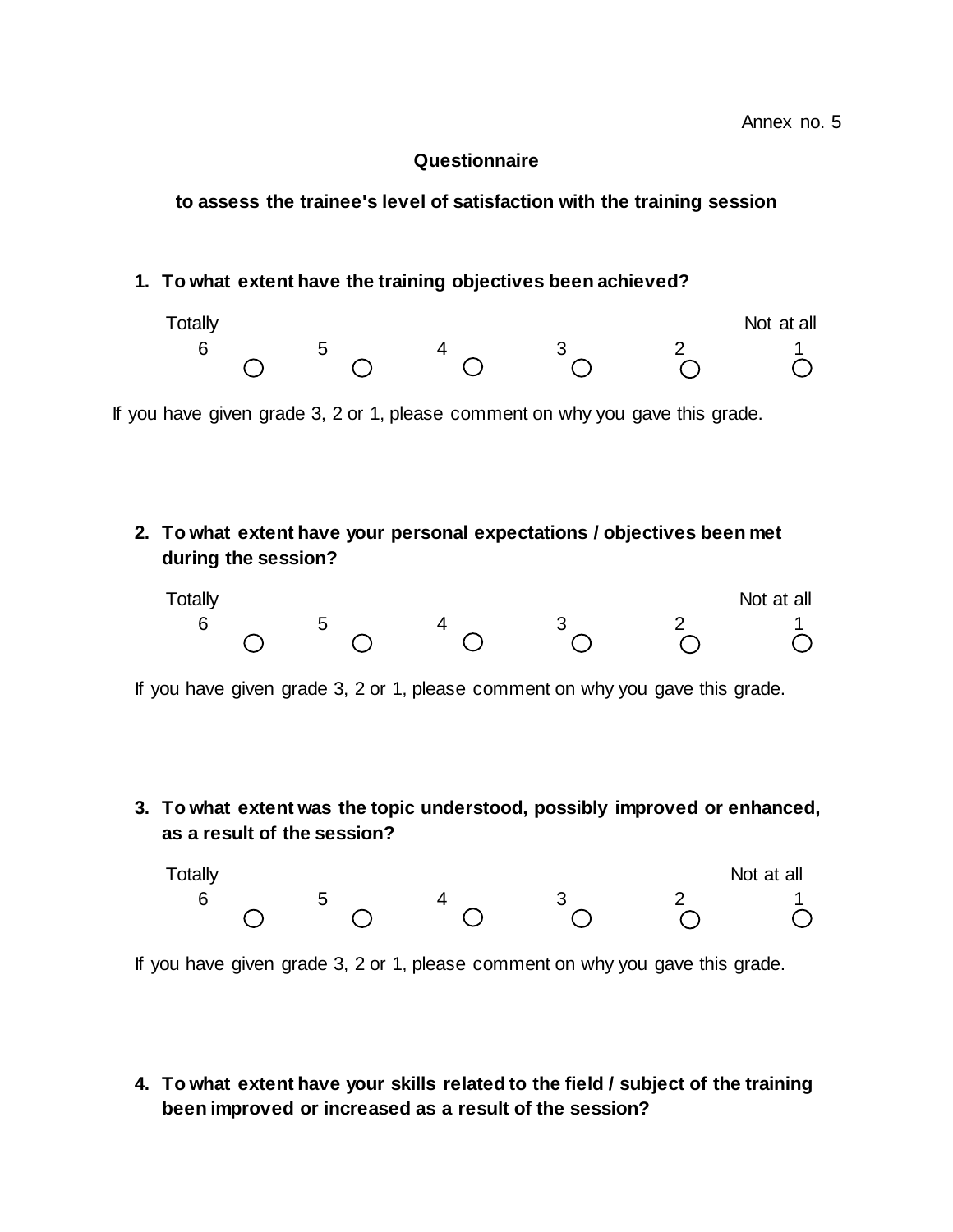Annex no. 5

**Questionnaire**

**to assess the trainee's level of satisfaction with the training session**

1. **To what extent have the training objectives been achieved?**

| Totally | | | | | Not at all |
|---|---|---|---|---|---|
| 6 ○ | 5 ○ | 4 ○ | 3 ○ | 2 ○ | 1 ○ |

If you have given grade 3, 2 or 1, please comment on why you gave this grade.

2. **To what extent have your personal expectations / objectives been met during the session?**

| Totally | | | | | Not at all |
|---|---|---|---|---|---|
| 6 ○ | 5 ○ | 4 ○ | 3 ○ | 2 ○ | 1 ○ |

If you have given grade 3, 2 or 1, please comment on why you gave this grade.

3. **To what extent was the topic understood, possibly improved or enhanced, as a result of the session?**

| Totally | | | | | Not at all |
|---|---|---|---|---|---|
| 6 ○ | 5 ○ | 4 ○ | 3 ○ | 2 ○ | 1 ○ |

If you have given grade 3, 2 or 1, please comment on why you gave this grade.

4. **To what extent have your skills related to the field / subject of the training been improved or increased as a result of the session?**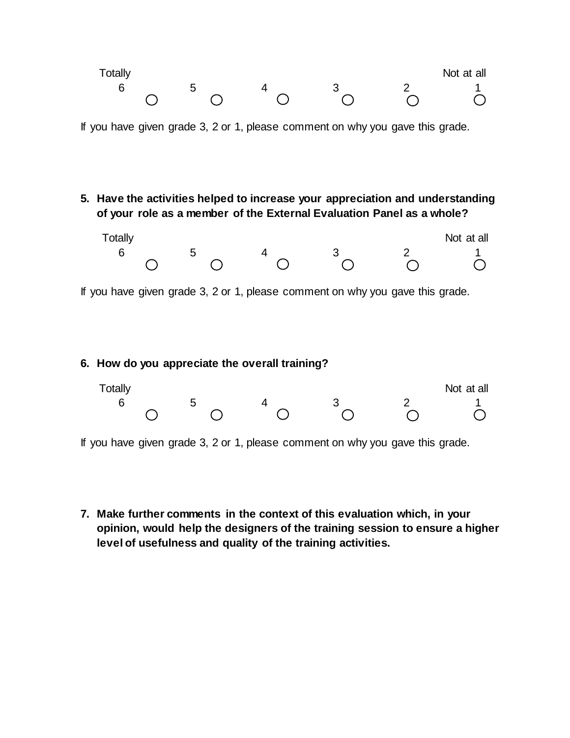Totally Not at all

6 ○ 5 ○ 4 ○ 3 ○ 2 ○ 1 ○

If you have given grade 3, 2 or 1, please comment on why you gave this grade.

**5. Have the activities helped to increase your appreciation and understanding of your role as a member of the External Evaluation Panel as a whole?**

Totally Not at all

6 ○ 5 ○ 4 ○ 3 ○ 2 ○ 1 ○

If you have given grade 3, 2 or 1, please comment on why you gave this grade.

**6. How do you appreciate the overall training?**

Totally Not at all

6 ○ 5 ○ 4 ○ 3 ○ 2 ○ 1 ○

If you have given grade 3, 2 or 1, please comment on why you gave this grade.

**7. Make further comments in the context of this evaluation which, in your opinion, would help the designers of the training session to ensure a higher level of usefulness and quality of the training activities.**